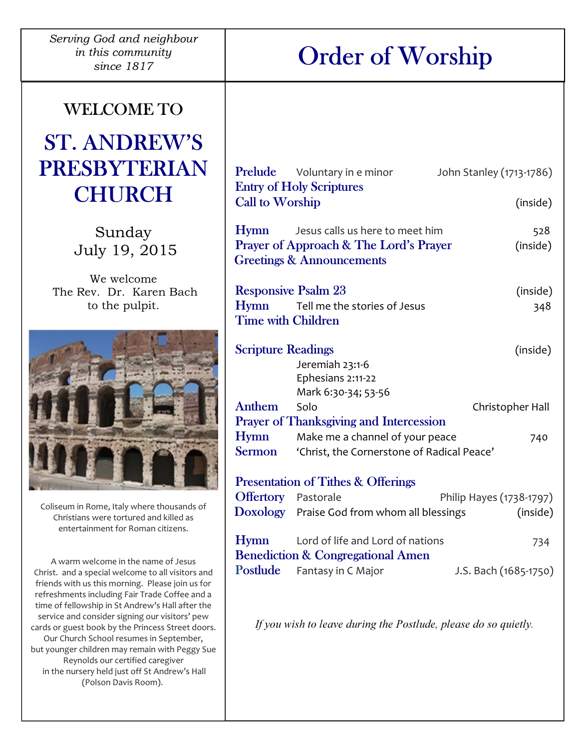*Serving God and neighbour in this community since 1817*

WELCOME TO

# ST. ANDREW'S PRESBYTERIAN CHURCH

Sunday
July 19, 2015

We welcome
The Rev. Dr. Karen Bach
to the pulpit.

Coliseum in Rome, Italy where thousands of Christians were tortured and killed as entertainment for Roman citizens.

A warm welcome in the name of Jesus Christ. and a special welcome to all visitors and friends with us this morning. Please join us for refreshments including Fair Trade Coffee and a time of fellowship in St Andrew's Hall after the service and consider signing our visitors' pew cards or guest book by the Princess Street doors. Our Church School resumes in September, but younger children may remain with Peggy Sue Reynolds our certified caregiver in the nursery held just off St Andrew's Hall (Polson Davis Room).

# Order of Worship

**Prelude** Voluntary in e minor — John Stanley (1713-1786)
**Entry of Holy Scriptures**
**Call to Worship** (inside)

**Hymn** Jesus calls us here to meet him — 528
**Prayer of Approach & The Lord's Prayer** (inside)
**Greetings & Announcements**

**Responsive Psalm 23** (inside)
**Hymn** Tell me the stories of Jesus — 348
**Time with Children**

**Scripture Readings** (inside)
Jeremiah 23:1-6
Ephesians 2:11-22
Mark 6:30-34; 53-56
**Anthem** Solo — Christopher Hall
**Prayer of Thanksgiving and Intercession**
**Hymn** Make me a channel of your peace — 740
**Sermon** 'Christ, the Cornerstone of Radical Peace'

**Presentation of Tithes & Offerings**
**Offertory** Pastorale — Philip Hayes (1738-1797)
**Doxology** Praise God from whom all blessings (inside)

**Hymn** Lord of life and Lord of nations — 734
**Benediction & Congregational Amen**
**Postlude** Fantasy in C Major — J.S. Bach (1685-1750)

*If you wish to leave during the Postlude, please do so quietly.*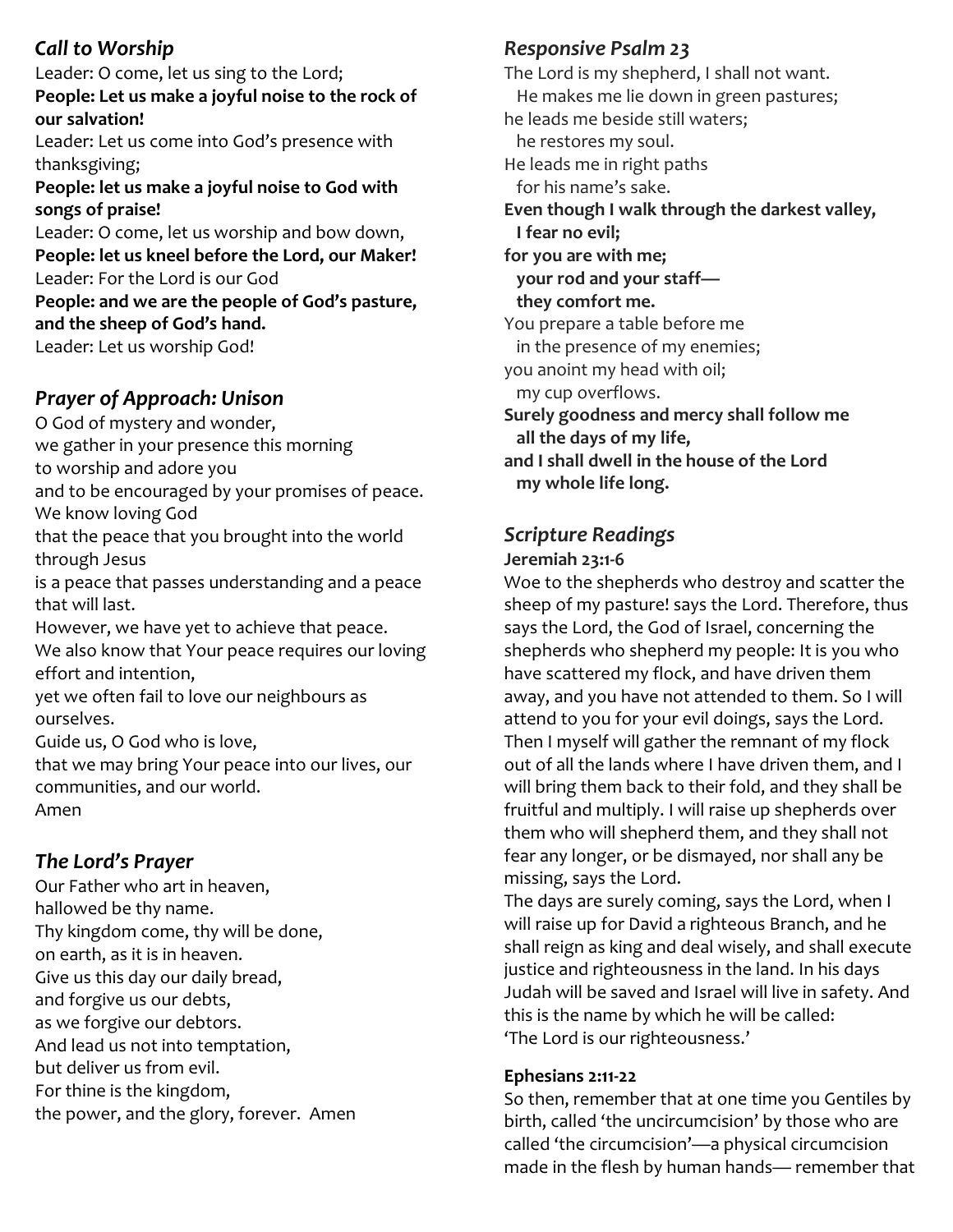## *Call to Worship*

Leader: O come, let us sing to the Lord;
**People: Let us make a joyful noise to the rock of our salvation!**
Leader: Let us come into God's presence with thanksgiving;
**People: let us make a joyful noise to God with songs of praise!**
Leader: O come, let us worship and bow down,
**People: let us kneel before the Lord, our Maker!**
Leader: For the Lord is our God
**People: and we are the people of God's pasture, and the sheep of God's hand.**
Leader: Let us worship God!

## *Prayer of Approach: Unison*

O God of mystery and wonder,
we gather in your presence this morning
to worship and adore you
and to be encouraged by your promises of peace.
We know loving God
that the peace that you brought into the world through Jesus
is a peace that passes understanding and a peace that will last.
However, we have yet to achieve that peace.
We also know that Your peace requires our loving effort and intention,
yet we often fail to love our neighbours as ourselves.
Guide us, O God who is love,
that we may bring Your peace into our lives, our communities, and our world.
Amen

## *The Lord's Prayer*

Our Father who art in heaven,
hallowed be thy name.
Thy kingdom come, thy will be done,
on earth, as it is in heaven.
Give us this day our daily bread,
and forgive us our debts,
as we forgive our debtors.
And lead us not into temptation,
but deliver us from evil.
For thine is the kingdom,
the power, and the glory, forever. Amen

## *Responsive Psalm 23*

The Lord is my shepherd, I shall not want.
  He makes me lie down in green pastures;
he leads me beside still waters;
  he restores my soul.
He leads me in right paths
  for his name's sake.
**Even though I walk through the darkest valley,**
  **I fear no evil;**
**for you are with me;**
  **your rod and your staff—**
  **they comfort me.**
You prepare a table before me
  in the presence of my enemies;
you anoint my head with oil;
  my cup overflows.
**Surely goodness and mercy shall follow me**
  **all the days of my life,**
**and I shall dwell in the house of the Lord**
  **my whole life long.**

## *Scripture Readings*

**Jeremiah 23:1-6**

Woe to the shepherds who destroy and scatter the sheep of my pasture! says the Lord. Therefore, thus says the Lord, the God of Israel, concerning the shepherds who shepherd my people: It is you who have scattered my flock, and have driven them away, and you have not attended to them. So I will attend to you for your evil doings, says the Lord. Then I myself will gather the remnant of my flock out of all the lands where I have driven them, and I will bring them back to their fold, and they shall be fruitful and multiply. I will raise up shepherds over them who will shepherd them, and they shall not fear any longer, or be dismayed, nor shall any be missing, says the Lord.
The days are surely coming, says the Lord, when I will raise up for David a righteous Branch, and he shall reign as king and deal wisely, and shall execute justice and righteousness in the land. In his days Judah will be saved and Israel will live in safety. And this is the name by which he will be called: 'The Lord is our righteousness.'

**Ephesians 2:11-22**

So then, remember that at one time you Gentiles by birth, called 'the uncircumcision' by those who are called 'the circumcision'—a physical circumcision made in the flesh by human hands— remember that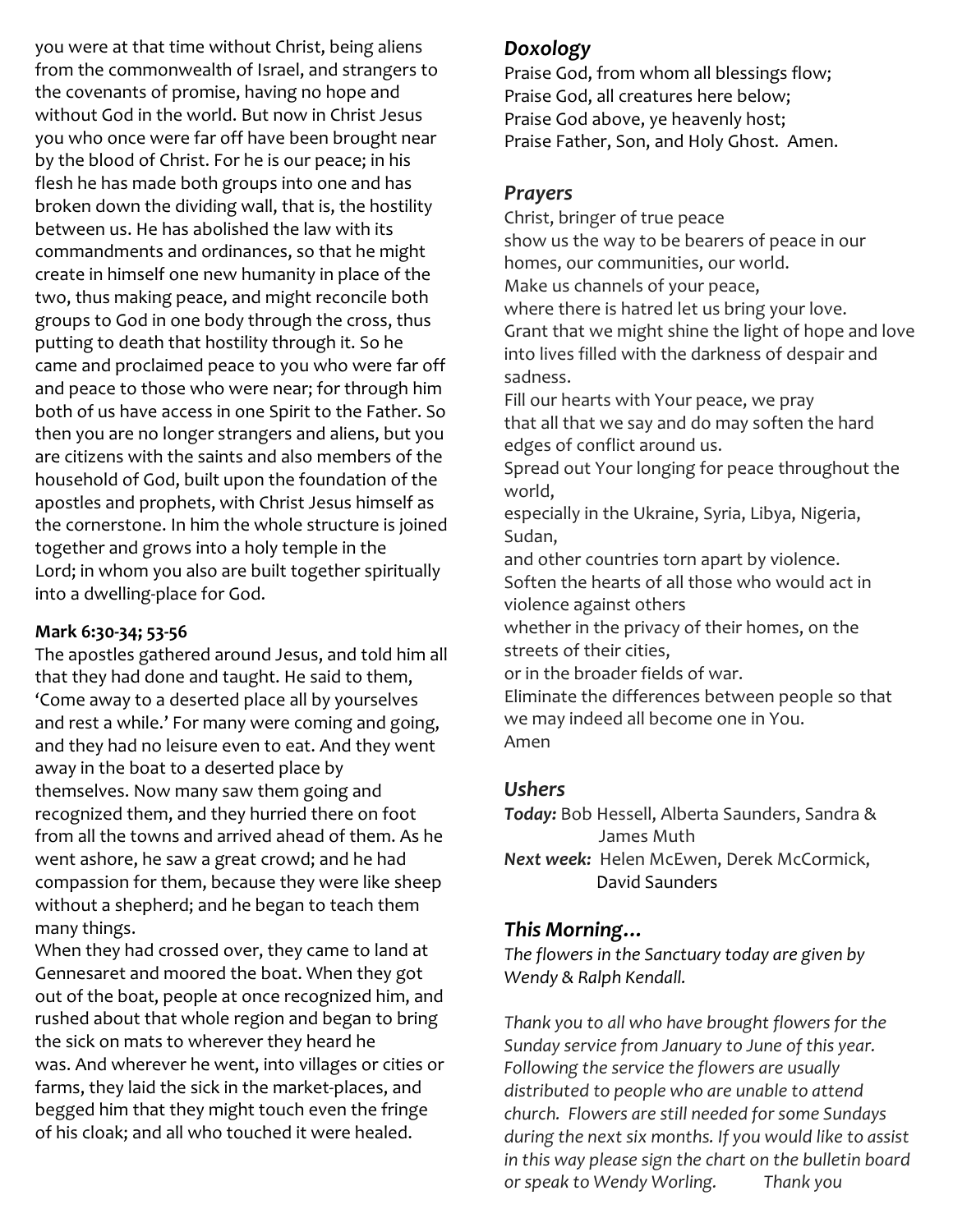you were at that time without Christ, being aliens from the commonwealth of Israel, and strangers to the covenants of promise, having no hope and without God in the world. But now in Christ Jesus you who once were far off have been brought near by the blood of Christ. For he is our peace; in his flesh he has made both groups into one and has broken down the dividing wall, that is, the hostility between us. He has abolished the law with its commandments and ordinances, so that he might create in himself one new humanity in place of the two, thus making peace, and might reconcile both groups to God in one body through the cross, thus putting to death that hostility through it. So he came and proclaimed peace to you who were far off and peace to those who were near; for through him both of us have access in one Spirit to the Father. So then you are no longer strangers and aliens, but you are citizens with the saints and also members of the household of God, built upon the foundation of the apostles and prophets, with Christ Jesus himself as the cornerstone. In him the whole structure is joined together and grows into a holy temple in the Lord; in whom you also are built together spiritually into a dwelling-place for God.

**Mark 6:30-34; 53-56**

The apostles gathered around Jesus, and told him all that they had done and taught. He said to them, 'Come away to a deserted place all by yourselves and rest a while.' For many were coming and going, and they had no leisure even to eat. And they went away in the boat to a deserted place by themselves. Now many saw them going and recognized them, and they hurried there on foot from all the towns and arrived ahead of them. As he went ashore, he saw a great crowd; and he had compassion for them, because they were like sheep without a shepherd; and he began to teach them many things.

When they had crossed over, they came to land at Gennesaret and moored the boat. When they got out of the boat, people at once recognized him, and rushed about that whole region and began to bring the sick on mats to wherever they heard he was. And wherever he went, into villages or cities or farms, they laid the sick in the market-places, and begged him that they might touch even the fringe of his cloak; and all who touched it were healed.

## *Doxology*

Praise God, from whom all blessings flow;
Praise God, all creatures here below;
Praise God above, ye heavenly host;
Praise Father, Son, and Holy Ghost. Amen.

## *Prayers*

Christ, bringer of true peace
show us the way to be bearers of peace in our homes, our communities, our world.
Make us channels of your peace,
where there is hatred let us bring your love.
Grant that we might shine the light of hope and love into lives filled with the darkness of despair and sadness.
Fill our hearts with Your peace, we pray
that all that we say and do may soften the hard edges of conflict around us.
Spread out Your longing for peace throughout the world,
especially in the Ukraine, Syria, Libya, Nigeria, Sudan,
and other countries torn apart by violence.
Soften the hearts of all those who would act in violence against others
whether in the privacy of their homes, on the streets of their cities,
or in the broader fields of war.
Eliminate the differences between people so that we may indeed all become one in You.
Amen

## *Ushers*

***Today:*** Bob Hessell, Alberta Saunders, Sandra & James Muth
***Next week:*** Helen McEwen, Derek McCormick, David Saunders

## *This Morning…*

*The flowers in the Sanctuary today are given by Wendy & Ralph Kendall.*

*Thank you to all who have brought flowers for the Sunday service from January to June of this year. Following the service the flowers are usually distributed to people who are unable to attend church. Flowers are still needed for some Sundays during the next six months. If you would like to assist in this way please sign the chart on the bulletin board or speak to Wendy Worling. Thank you*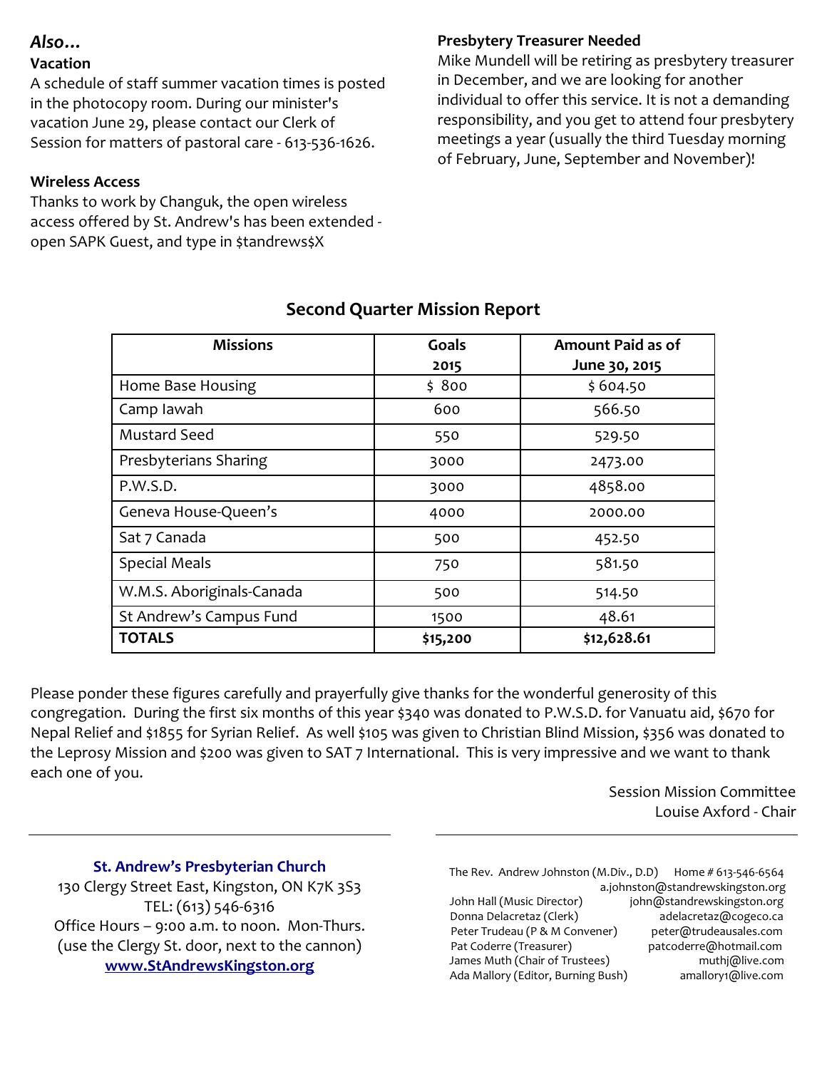## *Also…*

### Vacation

A schedule of staff summer vacation times is posted in the photocopy room. During our minister's vacation June 29, please contact our Clerk of Session for matters of pastoral care - 613-536-1626.

### Wireless Access

Thanks to work by Changuk, the open wireless access offered by St. Andrew's has been extended - open SAPK Guest, and type in $tandrews$X

### Presbytery Treasurer Needed

Mike Mundell will be retiring as presbytery treasurer in December, and we are looking for another individual to offer this service. It is not a demanding responsibility, and you get to attend four presbytery meetings a year (usually the third Tuesday morning of February, June, September and November)!

## Second Quarter Mission Report

| Missions | Goals 2015 | Amount Paid as of June 30, 2015 |
|---|---|---|
| Home Base Housing | $ 800 | $ 604.50 |
| Camp Iawah | 600 | 566.50 |
| Mustard Seed | 550 | 529.50 |
| Presbyterians Sharing | 3000 | 2473.00 |
| P.W.S.D. | 3000 | 4858.00 |
| Geneva House-Queen's | 4000 | 2000.00 |
| Sat 7 Canada | 500 | 452.50 |
| Special Meals | 750 | 581.50 |
| W.M.S. Aboriginals-Canada | 500 | 514.50 |
| St Andrew's Campus Fund | 1500 | 48.61 |
| **TOTALS** | **$15,200** | **$12,628.61** |

Please ponder these figures carefully and prayerfully give thanks for the wonderful generosity of this congregation. During the first six months of this year $340 was donated to P.W.S.D. for Vanuatu aid, $670 for Nepal Relief and $1855 for Syrian Relief. As well $105 was given to Christian Blind Mission, $356 was donated to the Leprosy Mission and $200 was given to SAT 7 International. This is very impressive and we want to thank each one of you.

Session Mission Committee
Louise Axford - Chair

---

**St. Andrew's Presbyterian Church**
130 Clergy Street East, Kingston, ON K7K 3S3
TEL: (613) 546-6316
Office Hours – 9:00 a.m. to noon. Mon-Thurs.
(use the Clergy St. door, next to the cannon)
**[www.StAndrewsKingston.org](http://www.StAndrewsKingston.org)**

The Rev. Andrew Johnston (M.Div., D.D) Home # 613-546-6564
a.johnston@standrewskingston.org
John Hall (Music Director) john@standrewskingston.org
Donna Delacretaz (Clerk) adelacretaz@cogeco.ca
Peter Trudeau (P & M Convener) peter@trudeausales.com
Pat Coderre (Treasurer) patcoderre@hotmail.com
James Muth (Chair of Trustees) muthj@live.com
Ada Mallory (Editor, Burning Bush) amallory1@live.com